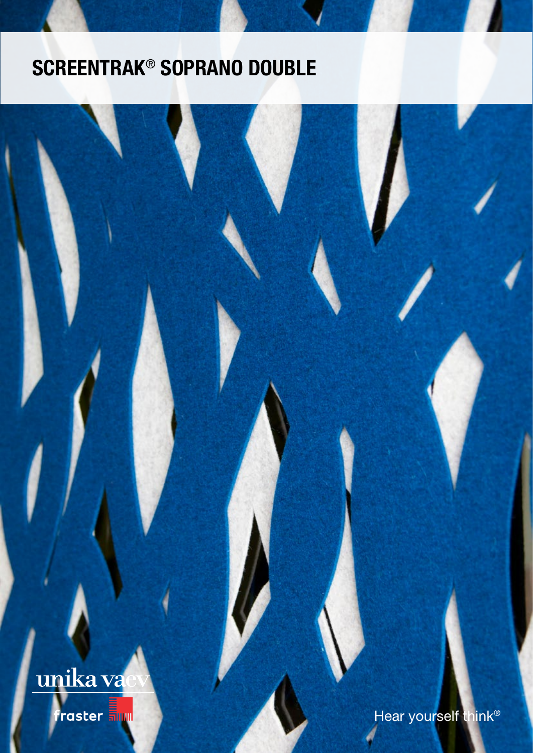# SCREENTRAK® SOPRANO DOUBLE

unika vaev

fraster

Hear yourself think®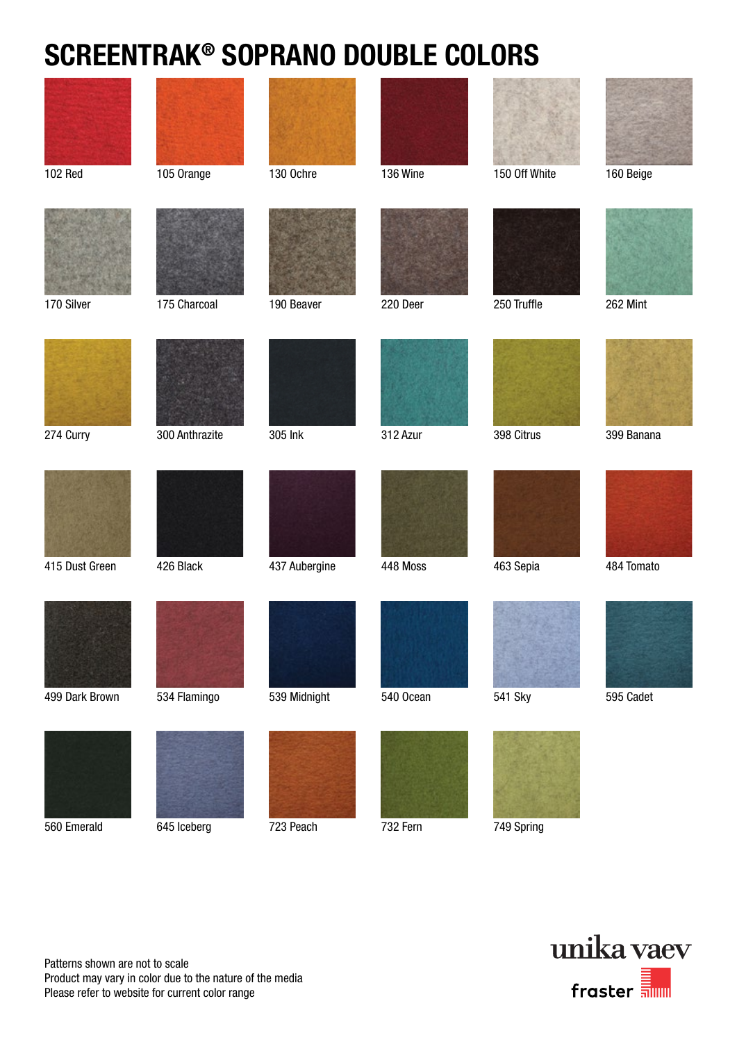# SCREENTRAK® SOPRANO DOUBLE COLORS

102 Red

105 Orange

130 Ochre

136 Wine

150 Off White

160 Beige

170 Silver

175 Charcoal

190 Beaver

220 Deer

250 Truffle

262 Mint

274 Curry

300 Anthrazite

305 Ink

312 Azur

398 Citrus

399 Banana

415 Dust Green

426 Black

437 Aubergine

448 Moss

463 Sepia

484 Tomato

499 Dark Brown

534 Flamingo

539 Midnight

540 Ocean

541 Sky

595 Cadet

560 Emerald

645 Iceberg

723 Peach

732 Fern

749 Spring

Patterns shown are not to scale
Product may vary in color due to the nature of the media
Please refer to website for current color range

unika vaev

fraster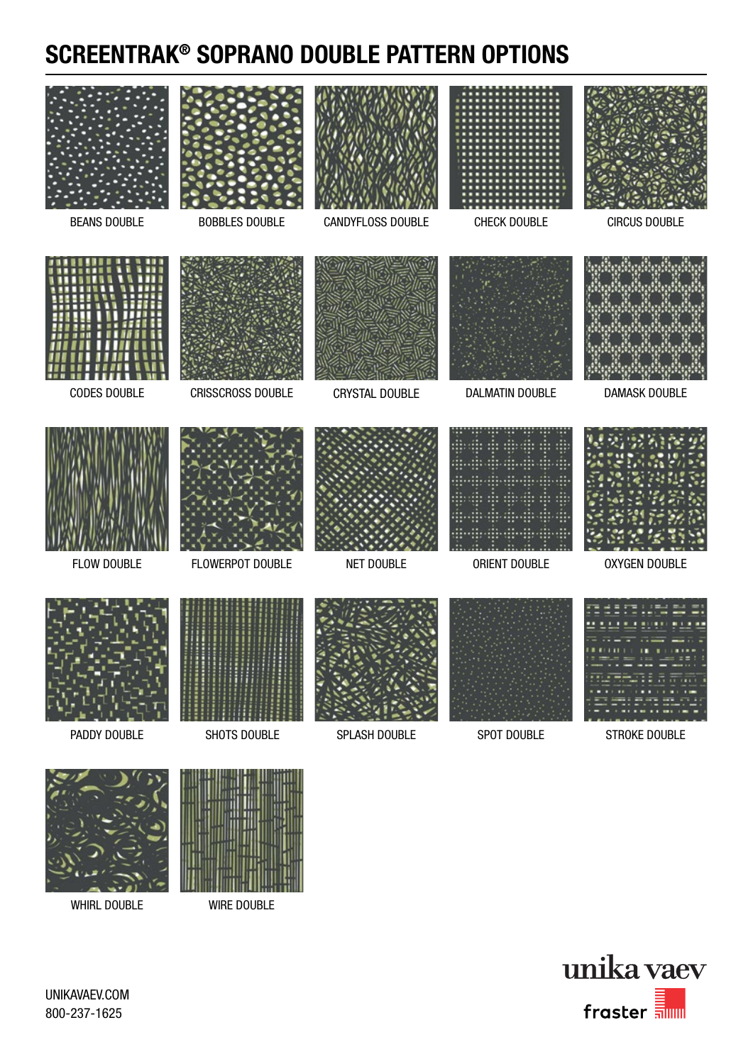# SCREENTRAK® SOPRANO DOUBLE PATTERN OPTIONS

BEANS DOUBLE

BOBBLES DOUBLE

CANDYFLOSS DOUBLE

CHECK DOUBLE

CIRCUS DOUBLE

CODES DOUBLE

CRISSCROSS DOUBLE

CRYSTAL DOUBLE

DALMATIN DOUBLE

DAMASK DOUBLE

FLOW DOUBLE

FLOWERPOT DOUBLE

NET DOUBLE

ORIENT DOUBLE

OXYGEN DOUBLE

PADDY DOUBLE

SHOTS DOUBLE

SPLASH DOUBLE

SPOT DOUBLE

STROKE DOUBLE

WHIRL DOUBLE

WIRE DOUBLE

UNIKAVAEV.COM
800-237-1625

unika vaev

fraster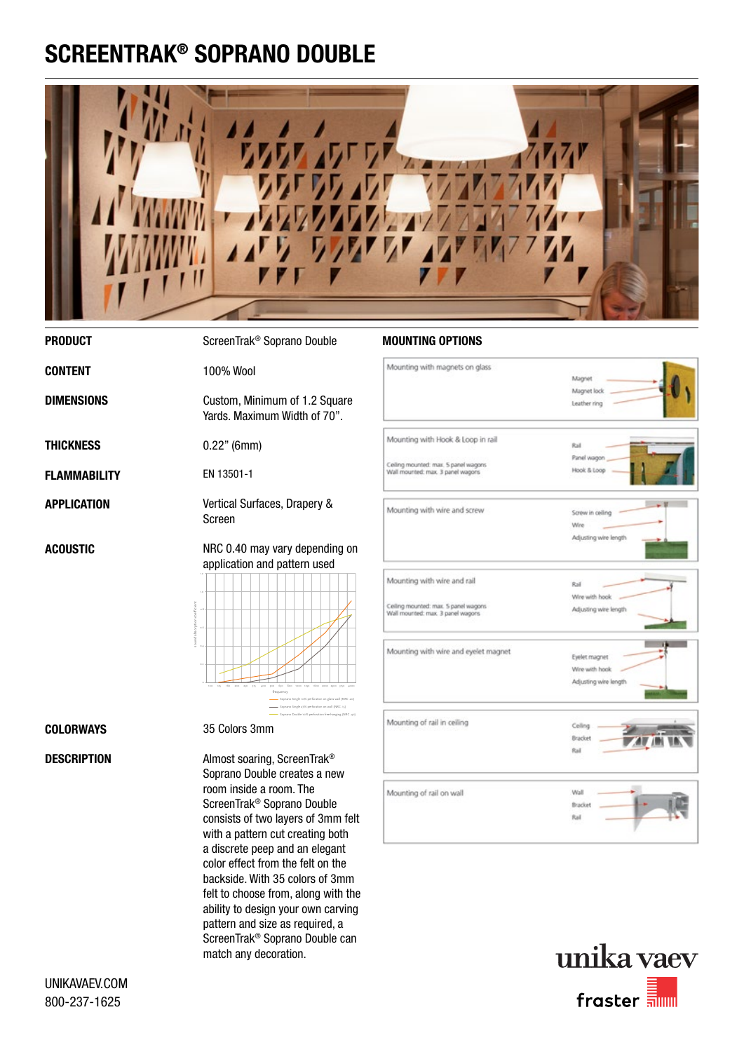# SCREENTRAK® SOPRANO DOUBLE

| | |
|---|---|
| **PRODUCT** | ScreenTrak® Soprano Double |
| **CONTENT** | 100% Wool |
| **DIMENSIONS** | Custom, Minimum of 1.2 Square Yards. Maximum Width of 70". |
| **THICKNESS** | 0.22" (6mm) |
| **FLAMMABILITY** | EN 13501-1 |
| **APPLICATION** | Vertical Surfaces, Drapery & Screen |
| **ACOUSTIC** | NRC 0.40 may vary depending on application and pattern used |

Frequency

Soprano Single with perforation on glass wall (NRC .xx)

Soprano Single with perforation on wall (NRC .xx)

Soprano Double with perforation freehanging (NRC .xx)

| | |
|---|---|
| **COLORWAYS** | 35 Colors 3mm |
| **DESCRIPTION** | Almost soaring, ScreenTrak® Soprano Double creates a new room inside a room. The ScreenTrak® Soprano Double consists of two layers of 3mm felt with a pattern cut creating both a discrete peep and an elegant color effect from the felt on the backside. With 35 colors of 3mm felt to choose from, along with the ability to design your own carving pattern and size as required, a ScreenTrak® Soprano Double can match any decoration. |

## MOUNTING OPTIONS

**Mounting with magnets on glass**
Magnet
Magnet lock
Leather ring

**Mounting with Hook & Loop in rail**
Ceiling mounted: max. 5 panel wagons
Wall mounted: max. 3 panel wagons
Rail
Panel wagon
Hook & Loop

**Mounting with wire and screw**
Screw in ceiling
Wire
Adjusting wire length

**Mounting with wire and rail**
Ceiling mounted: max. 5 panel wagons
Wall mounted: max. 3 panel wagons
Rail
Wire with hook
Adjusting wire length

**Mounting with wire and eyelet magnet**
Eyelet magnet
Wire with hook
Adjusting wire length

**Mounting of rail in ceiling**
Ceiling
Bracket
Rail

**Mounting of rail on wall**
Wall
Bracket
Rail

UNIKAVAEV.COM
800-237-1625

unika vaev
fraster